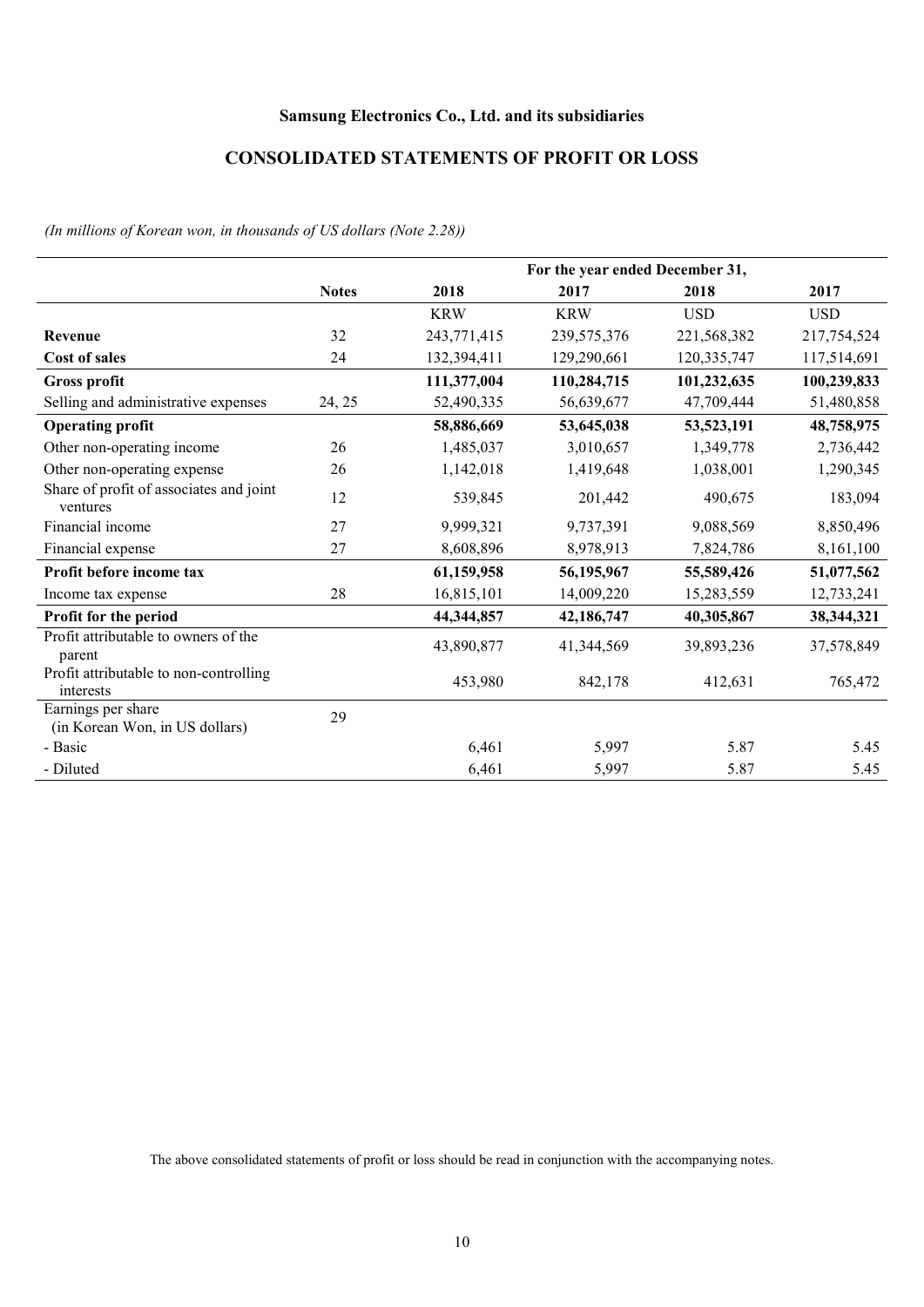**Samsung Electronics Co., Ltd. and its subsidiaries**

# CONSOLIDATED STATEMENTS OF PROFIT OR LOSS

*(In millions of Korean won, in thousands of US dollars (Note 2.28))*

| | | For the year ended December 31, | | | |
|---|---|---|---|---|---|
| | **Notes** | **2018** | **2017** | **2018** | **2017** |
| | | KRW | KRW | USD | USD |
| **Revenue** | 32 | 243,771,415 | 239,575,376 | 221,568,382 | 217,754,524 |
| **Cost of sales** | 24 | 132,394,411 | 129,290,661 | 120,335,747 | 117,514,691 |
| **Gross profit** | | **111,377,004** | **110,284,715** | **101,232,635** | **100,239,833** |
| Selling and administrative expenses | 24, 25 | 52,490,335 | 56,639,677 | 47,709,444 | 51,480,858 |
| **Operating profit** | | **58,886,669** | **53,645,038** | **53,523,191** | **48,758,975** |
| Other non-operating income | 26 | 1,485,037 | 3,010,657 | 1,349,778 | 2,736,442 |
| Other non-operating expense | 26 | 1,142,018 | 1,419,648 | 1,038,001 | 1,290,345 |
| Share of profit of associates and joint ventures | 12 | 539,845 | 201,442 | 490,675 | 183,094 |
| Financial income | 27 | 9,999,321 | 9,737,391 | 9,088,569 | 8,850,496 |
| Financial expense | 27 | 8,608,896 | 8,978,913 | 7,824,786 | 8,161,100 |
| **Profit before income tax** | | **61,159,958** | **56,195,967** | **55,589,426** | **51,077,562** |
| Income tax expense | 28 | 16,815,101 | 14,009,220 | 15,283,559 | 12,733,241 |
| **Profit for the period** | | **44,344,857** | **42,186,747** | **40,305,867** | **38,344,321** |
| Profit attributable to owners of the parent | | 43,890,877 | 41,344,569 | 39,893,236 | 37,578,849 |
| Profit attributable to non-controlling interests | | 453,980 | 842,178 | 412,631 | 765,472 |
| Earnings per share (in Korean Won, in US dollars) | 29 | | | | |
| - Basic | | 6,461 | 5,997 | 5.87 | 5.45 |
| - Diluted | | 6,461 | 5,997 | 5.87 | 5.45 |

The above consolidated statements of profit or loss should be read in conjunction with the accompanying notes.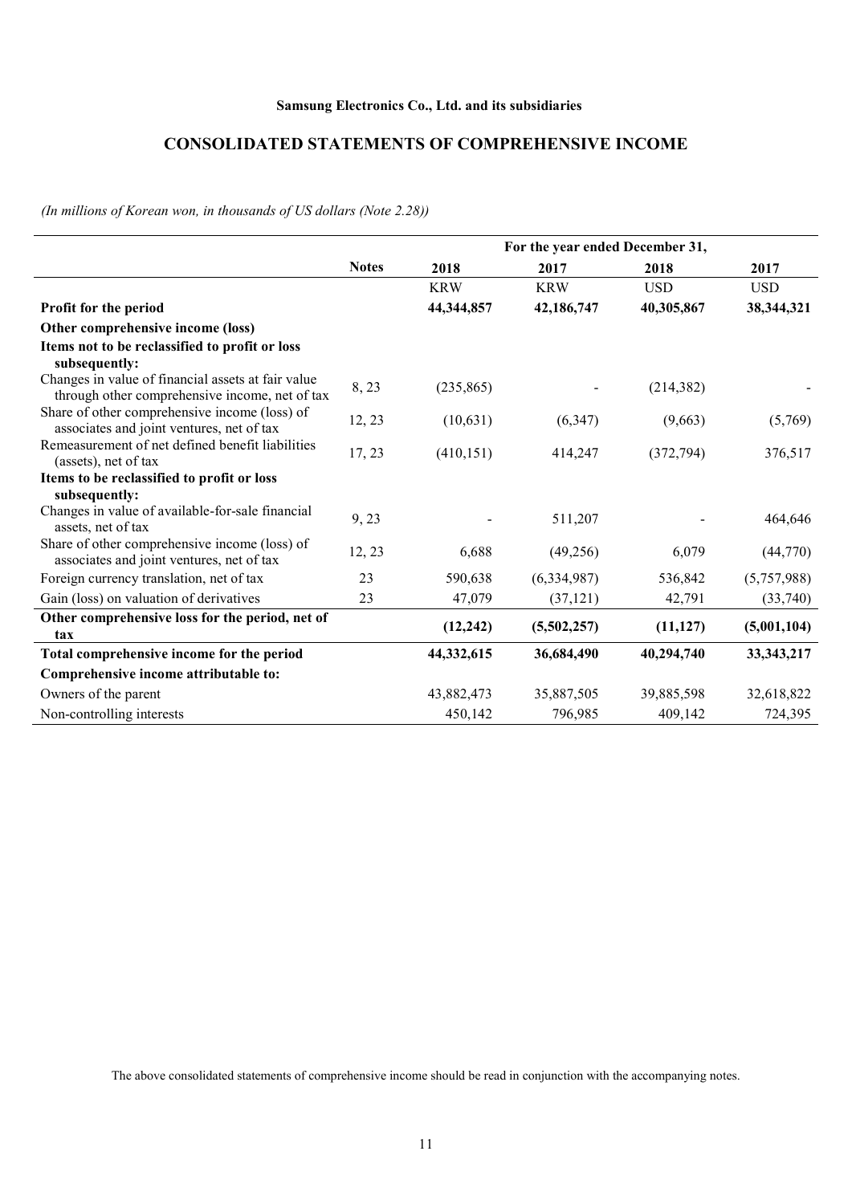**Samsung Electronics Co., Ltd. and its subsidiaries**

# CONSOLIDATED STATEMENTS OF COMPREHENSIVE INCOME

*(In millions of Korean won, in thousands of US dollars (Note 2.28))*

| | | For the year ended December 31, | | | |
|---|---|---|---|---|---|
| | **Notes** | **2018** | **2017** | **2018** | **2017** |
| | | KRW | KRW | USD | USD |
| **Profit for the period** | | **44,344,857** | **42,186,747** | **40,305,867** | **38,344,321** |
| **Other comprehensive income (loss)** | | | | | |
| **Items not to be reclassified to profit or loss subsequently:** | | | | | |
| Changes in value of financial assets at fair value through other comprehensive income, net of tax | 8, 23 | (235,865) | - | (214,382) | - |
| Share of other comprehensive income (loss) of associates and joint ventures, net of tax | 12, 23 | (10,631) | (6,347) | (9,663) | (5,769) |
| Remeasurement of net defined benefit liabilities (assets), net of tax | 17, 23 | (410,151) | 414,247 | (372,794) | 376,517 |
| **Items to be reclassified to profit or loss subsequently:** | | | | | |
| Changes in value of available-for-sale financial assets, net of tax | 9, 23 | - | 511,207 | - | 464,646 |
| Share of other comprehensive income (loss) of associates and joint ventures, net of tax | 12, 23 | 6,688 | (49,256) | 6,079 | (44,770) |
| Foreign currency translation, net of tax | 23 | 590,638 | (6,334,987) | 536,842 | (5,757,988) |
| Gain (loss) on valuation of derivatives | 23 | 47,079 | (37,121) | 42,791 | (33,740) |
| **Other comprehensive loss for the period, net of tax** | | **(12,242)** | **(5,502,257)** | **(11,127)** | **(5,001,104)** |
| **Total comprehensive income for the period** | | **44,332,615** | **36,684,490** | **40,294,740** | **33,343,217** |
| **Comprehensive income attributable to:** | | | | | |
| Owners of the parent | | 43,882,473 | 35,887,505 | 39,885,598 | 32,618,822 |
| Non-controlling interests | | 450,142 | 796,985 | 409,142 | 724,395 |

The above consolidated statements of comprehensive income should be read in conjunction with the accompanying notes.